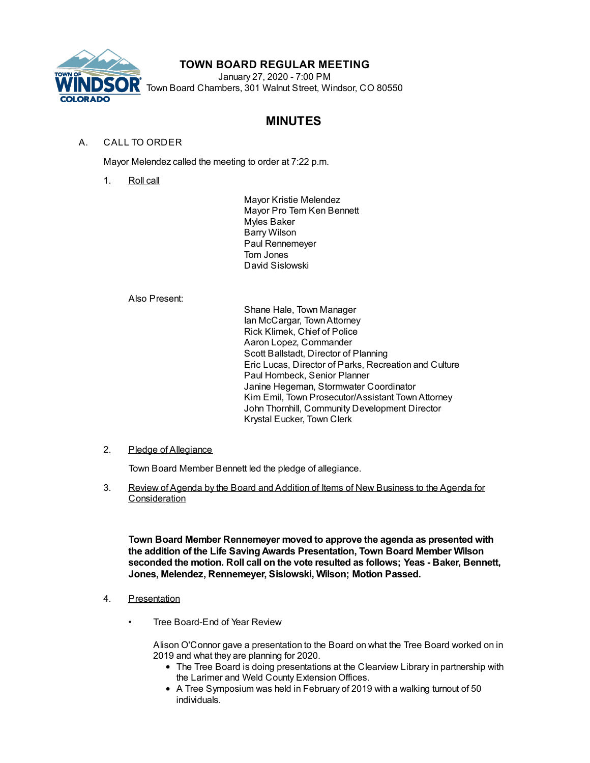# TOWN BOARD REGULAR MEETING

January 27, 2020 - 7:00 PM
Town Board Chambers, 301 Walnut Street, Windsor, CO 80550

## MINUTES

A. CALL TO ORDER

Mayor Melendez called the meeting to order at 7:22 p.m.

1. Roll call

Mayor Kristie Melendez
Mayor Pro Tem Ken Bennett
Myles Baker
Barry Wilson
Paul Rennemeyer
Tom Jones
David Sislowski

Also Present:

Shane Hale, Town Manager
Ian McCargar, Town Attorney
Rick Klimek, Chief of Police
Aaron Lopez, Commander
Scott Ballstadt, Director of Planning
Eric Lucas, Director of Parks, Recreation and Culture
Paul Hornbeck, Senior Planner
Janine Hegeman, Stormwater Coordinator
Kim Emil, Town Prosecutor/Assistant Town Attorney
John Thornhill, Community Development Director
Krystal Eucker, Town Clerk

2. Pledge of Allegiance

Town Board Member Bennett led the pledge of allegiance.

3. Review of Agenda by the Board and Addition of Items of New Business to the Agenda for Consideration

**Town Board Member Rennemeyer moved to approve the agenda as presented with the addition of the Life Saving Awards Presentation, Town Board Member Wilson seconded the motion. Roll call on the vote resulted as follows; Yeas - Baker, Bennett, Jones, Melendez, Rennemeyer, Sislowski, Wilson; Motion Passed.**

4. Presentation

- Tree Board-End of Year Review

Alison O'Connor gave a presentation to the Board on what the Tree Board worked on in 2019 and what they are planning for 2020.

- The Tree Board is doing presentations at the Clearview Library in partnership with the Larimer and Weld County Extension Offices.
- A Tree Symposium was held in February of 2019 with a walking turnout of 50 individuals.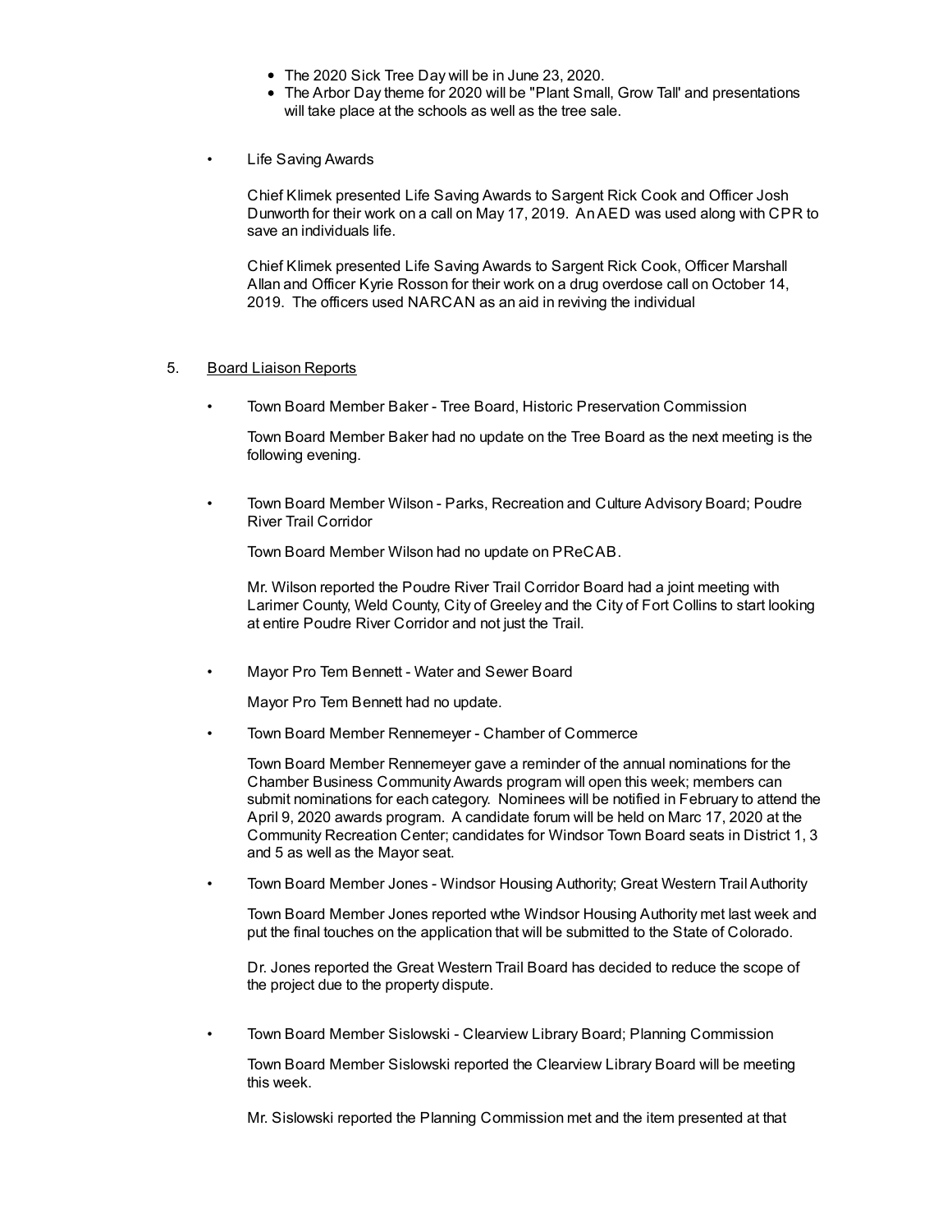- The 2020 Sick Tree Day will be in June 23, 2020.
- The Arbor Day theme for 2020 will be "Plant Small, Grow Tall' and presentations will take place at the schools as well as the tree sale.

- Life Saving Awards

  Chief Klimek presented Life Saving Awards to Sargent Rick Cook and Officer Josh Dunworth for their work on a call on May 17, 2019. An AED was used along with CPR to save an individuals life.

  Chief Klimek presented Life Saving Awards to Sargent Rick Cook, Officer Marshall Allan and Officer Kyrie Rosson for their work on a drug overdose call on October 14, 2019. The officers used NARCAN as an aid in reviving the individual

5. <u>Board Liaison Reports</u>

- Town Board Member Baker - Tree Board, Historic Preservation Commission

  Town Board Member Baker had no update on the Tree Board as the next meeting is the following evening.

- Town Board Member Wilson - Parks, Recreation and Culture Advisory Board; Poudre River Trail Corridor

  Town Board Member Wilson had no update on PReCAB.

  Mr. Wilson reported the Poudre River Trail Corridor Board had a joint meeting with Larimer County, Weld County, City of Greeley and the City of Fort Collins to start looking at entire Poudre River Corridor and not just the Trail.

- Mayor Pro Tem Bennett - Water and Sewer Board

  Mayor Pro Tem Bennett had no update.

- Town Board Member Rennemeyer - Chamber of Commerce

  Town Board Member Rennemeyer gave a reminder of the annual nominations for the Chamber Business Community Awards program will open this week; members can submit nominations for each category. Nominees will be notified in February to attend the April 9, 2020 awards program. A candidate forum will be held on Marc 17, 2020 at the Community Recreation Center; candidates for Windsor Town Board seats in District 1, 3 and 5 as well as the Mayor seat.

- Town Board Member Jones - Windsor Housing Authority; Great Western Trail Authority

  Town Board Member Jones reported wthe Windsor Housing Authority met last week and put the final touches on the application that will be submitted to the State of Colorado.

  Dr. Jones reported the Great Western Trail Board has decided to reduce the scope of the project due to the property dispute.

- Town Board Member Sislowski - Clearview Library Board; Planning Commission

  Town Board Member Sislowski reported the Clearview Library Board will be meeting this week.

  Mr. Sislowski reported the Planning Commission met and the item presented at that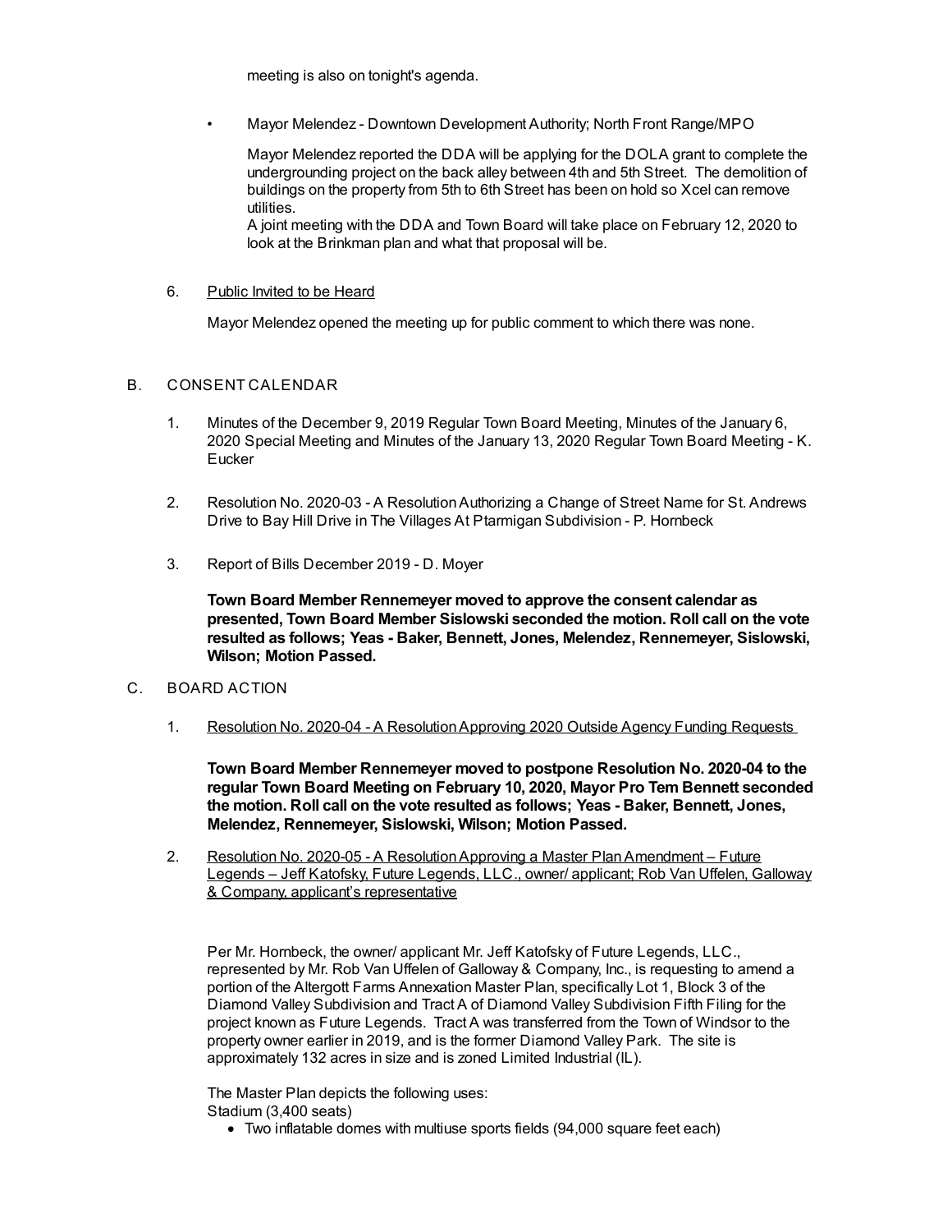meeting is also on tonight's agenda.

- Mayor Melendez - Downtown Development Authority; North Front Range/MPO

  Mayor Melendez reported the DDA will be applying for the DOLA grant to complete the undergrounding project on the back alley between 4th and 5th Street. The demolition of buildings on the property from 5th to 6th Street has been on hold so Xcel can remove utilities.
  A joint meeting with the DDA and Town Board will take place on February 12, 2020 to look at the Brinkman plan and what that proposal will be.

6. Public Invited to be Heard

   Mayor Melendez opened the meeting up for public comment to which there was none.

B. CONSENT CALENDAR

1. Minutes of the December 9, 2019 Regular Town Board Meeting, Minutes of the January 6, 2020 Special Meeting and Minutes of the January 13, 2020 Regular Town Board Meeting - K. Eucker

2. Resolution No. 2020-03 - A Resolution Authorizing a Change of Street Name for St. Andrews Drive to Bay Hill Drive in The Villages At Ptarmigan Subdivision - P. Hornbeck

3. Report of Bills December 2019 - D. Moyer

   **Town Board Member Rennemeyer moved to approve the consent calendar as presented, Town Board Member Sislowski seconded the motion. Roll call on the vote resulted as follows; Yeas - Baker, Bennett, Jones, Melendez, Rennemeyer, Sislowski, Wilson; Motion Passed.**

C. BOARD ACTION

1. Resolution No. 2020-04 - A Resolution Approving 2020 Outside Agency Funding Requests

   **Town Board Member Rennemeyer moved to postpone Resolution No. 2020-04 to the regular Town Board Meeting on February 10, 2020, Mayor Pro Tem Bennett seconded the motion. Roll call on the vote resulted as follows; Yeas - Baker, Bennett, Jones, Melendez, Rennemeyer, Sislowski, Wilson; Motion Passed.**

2. Resolution No. 2020-05 - A Resolution Approving a Master Plan Amendment – Future Legends – Jeff Katofsky, Future Legends, LLC., owner/ applicant; Rob Van Uffelen, Galloway & Company, applicant's representative

   Per Mr. Hornbeck, the owner/ applicant Mr. Jeff Katofsky of Future Legends, LLC., represented by Mr. Rob Van Uffelen of Galloway & Company, Inc., is requesting to amend a portion of the Altergott Farms Annexation Master Plan, specifically Lot 1, Block 3 of the Diamond Valley Subdivision and Tract A of Diamond Valley Subdivision Fifth Filing for the project known as Future Legends. Tract A was transferred from the Town of Windsor to the property owner earlier in 2019, and is the former Diamond Valley Park. The site is approximately 132 acres in size and is zoned Limited Industrial (IL).

   The Master Plan depicts the following uses:
   Stadium (3,400 seats)

   - Two inflatable domes with multiuse sports fields (94,000 square feet each)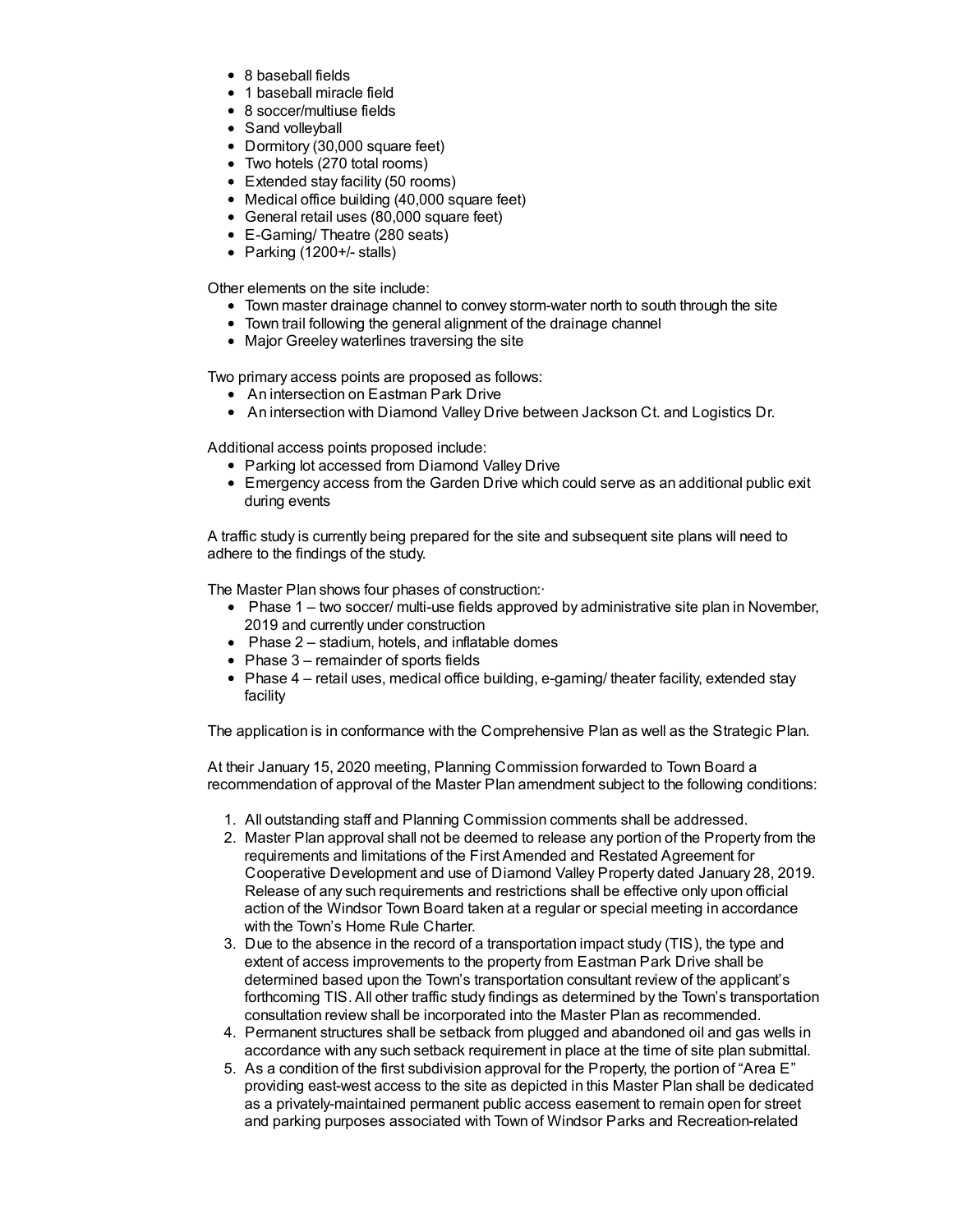- 8 baseball fields
- 1 baseball miracle field
- 8 soccer/multiuse fields
- Sand volleyball
- Dormitory (30,000 square feet)
- Two hotels (270 total rooms)
- Extended stay facility (50 rooms)
- Medical office building (40,000 square feet)
- General retail uses (80,000 square feet)
- E-Gaming/ Theatre (280 seats)
- Parking (1200+/- stalls)

Other elements on the site include:

- Town master drainage channel to convey storm-water north to south through the site
- Town trail following the general alignment of the drainage channel
- Major Greeley waterlines traversing the site

Two primary access points are proposed as follows:

- An intersection on Eastman Park Drive
- An intersection with Diamond Valley Drive between Jackson Ct. and Logistics Dr.

Additional access points proposed include:

- Parking lot accessed from Diamond Valley Drive
- Emergency access from the Garden Drive which could serve as an additional public exit during events

A traffic study is currently being prepared for the site and subsequent site plans will need to adhere to the findings of the study.

The Master Plan shows four phases of construction:·

- Phase 1 – two soccer/ multi-use fields approved by administrative site plan in November, 2019 and currently under construction
- Phase 2 – stadium, hotels, and inflatable domes
- Phase 3 – remainder of sports fields
- Phase 4 – retail uses, medical office building, e-gaming/ theater facility, extended stay facility

The application is in conformance with the Comprehensive Plan as well as the Strategic Plan.

At their January 15, 2020 meeting, Planning Commission forwarded to Town Board a recommendation of approval of the Master Plan amendment subject to the following conditions:

1. All outstanding staff and Planning Commission comments shall be addressed.
2. Master Plan approval shall not be deemed to release any portion of the Property from the requirements and limitations of the First Amended and Restated Agreement for Cooperative Development and use of Diamond Valley Property dated January 28, 2019. Release of any such requirements and restrictions shall be effective only upon official action of the Windsor Town Board taken at a regular or special meeting in accordance with the Town's Home Rule Charter.
3. Due to the absence in the record of a transportation impact study (TIS), the type and extent of access improvements to the property from Eastman Park Drive shall be determined based upon the Town's transportation consultant review of the applicant's forthcoming TIS. All other traffic study findings as determined by the Town's transportation consultation review shall be incorporated into the Master Plan as recommended.
4. Permanent structures shall be setback from plugged and abandoned oil and gas wells in accordance with any such setback requirement in place at the time of site plan submittal.
5. As a condition of the first subdivision approval for the Property, the portion of "Area E" providing east-west access to the site as depicted in this Master Plan shall be dedicated as a privately-maintained permanent public access easement to remain open for street and parking purposes associated with Town of Windsor Parks and Recreation-related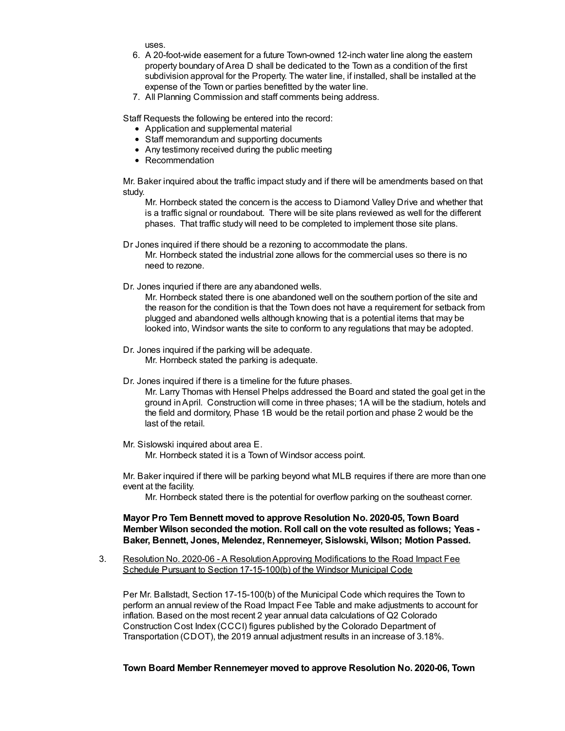uses.

6. A 20-foot-wide easement for a future Town-owned 12-inch water line along the eastern property boundary of Area D shall be dedicated to the Town as a condition of the first subdivision approval for the Property. The water line, if installed, shall be installed at the expense of the Town or parties benefitted by the water line.
7. All Planning Commission and staff comments being address.

Staff Requests the following be entered into the record:

- Application and supplemental material
- Staff memorandum and supporting documents
- Any testimony received during the public meeting
- Recommendation

Mr. Baker inquired about the traffic impact study and if there will be amendments based on that study.

Mr. Hornbeck stated the concern is the access to Diamond Valley Drive and whether that is a traffic signal or roundabout. There will be site plans reviewed as well for the different phases. That traffic study will need to be completed to implement those site plans.

Dr Jones inquired if there should be a rezoning to accommodate the plans.

Mr. Hornbeck stated the industrial zone allows for the commercial uses so there is no need to rezone.

Dr. Jones inquried if there are any abandoned wells.

Mr. Hornbeck stated there is one abandoned well on the southern portion of the site and the reason for the condition is that the Town does not have a requirement for setback from plugged and abandoned wells although knowing that is a potential items that may be looked into, Windsor wants the site to conform to any regulations that may be adopted.

Dr. Jones inquired if the parking will be adequate.

Mr. Hornbeck stated the parking is adequate.

Dr. Jones inquired if there is a timeline for the future phases.

Mr. Larry Thomas with Hensel Phelps addressed the Board and stated the goal get in the ground in April. Construction will come in three phases; 1A will be the stadium, hotels and the field and dormitory, Phase 1B would be the retail portion and phase 2 would be the last of the retail.

Mr. Sislowski inquired about area E.

Mr. Hornbeck stated it is a Town of Windsor access point.

Mr. Baker inquired if there will be parking beyond what MLB requires if there are more than one event at the facility.

Mr. Hornbeck stated there is the potential for overflow parking on the southeast corner.

**Mayor Pro Tem Bennett moved to approve Resolution No. 2020-05, Town Board Member Wilson seconded the motion. Roll call on the vote resulted as follows; Yeas - Baker, Bennett, Jones, Melendez, Rennemeyer, Sislowski, Wilson; Motion Passed.**

3. Resolution No. 2020-06 - A Resolution Approving Modifications to the Road Impact Fee Schedule Pursuant to Section 17-15-100(b) of the Windsor Municipal Code

Per Mr. Ballstadt, Section 17-15-100(b) of the Municipal Code which requires the Town to perform an annual review of the Road Impact Fee Table and make adjustments to account for inflation. Based on the most recent 2 year annual data calculations of Q2 Colorado Construction Cost Index (CCCI) figures published by the Colorado Department of Transportation (CDOT), the 2019 annual adjustment results in an increase of 3.18%.

**Town Board Member Rennemeyer moved to approve Resolution No. 2020-06, Town**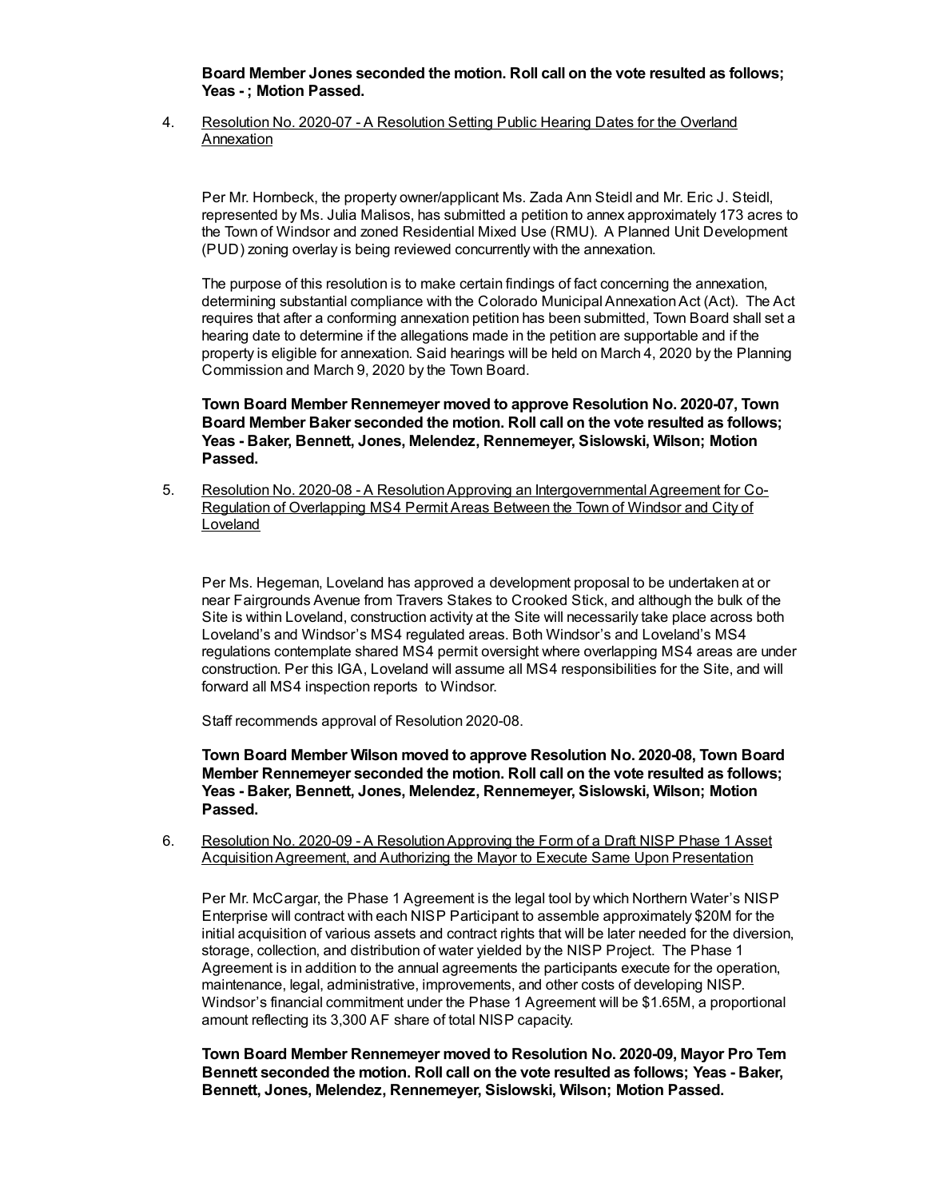**Board Member Jones seconded the motion. Roll call on the vote resulted as follows; Yeas - ; Motion Passed.**

4. Resolution No. 2020-07 - A Resolution Setting Public Hearing Dates for the Overland Annexation

   Per Mr. Hornbeck, the property owner/applicant Ms. Zada Ann Steidl and Mr. Eric J. Steidl, represented by Ms. Julia Malisos, has submitted a petition to annex approximately 173 acres to the Town of Windsor and zoned Residential Mixed Use (RMU). A Planned Unit Development (PUD) zoning overlay is being reviewed concurrently with the annexation.

   The purpose of this resolution is to make certain findings of fact concerning the annexation, determining substantial compliance with the Colorado Municipal Annexation Act (Act). The Act requires that after a conforming annexation petition has been submitted, Town Board shall set a hearing date to determine if the allegations made in the petition are supportable and if the property is eligible for annexation. Said hearings will be held on March 4, 2020 by the Planning Commission and March 9, 2020 by the Town Board.

   **Town Board Member Rennemeyer moved to approve Resolution No. 2020-07, Town Board Member Baker seconded the motion. Roll call on the vote resulted as follows; Yeas - Baker, Bennett, Jones, Melendez, Rennemeyer, Sislowski, Wilson; Motion Passed.**

5. Resolution No. 2020-08 - A Resolution Approving an Intergovernmental Agreement for Co-Regulation of Overlapping MS4 Permit Areas Between the Town of Windsor and City of Loveland

   Per Ms. Hegeman, Loveland has approved a development proposal to be undertaken at or near Fairgrounds Avenue from Travers Stakes to Crooked Stick, and although the bulk of the Site is within Loveland, construction activity at the Site will necessarily take place across both Loveland's and Windsor's MS4 regulated areas. Both Windsor's and Loveland's MS4 regulations contemplate shared MS4 permit oversight where overlapping MS4 areas are under construction. Per this IGA, Loveland will assume all MS4 responsibilities for the Site, and will forward all MS4 inspection reports to Windsor.

   Staff recommends approval of Resolution 2020-08.

   **Town Board Member Wilson moved to approve Resolution No. 2020-08, Town Board Member Rennemeyer seconded the motion. Roll call on the vote resulted as follows; Yeas - Baker, Bennett, Jones, Melendez, Rennemeyer, Sislowski, Wilson; Motion Passed.**

6. Resolution No. 2020-09 - A Resolution Approving the Form of a Draft NISP Phase 1 Asset Acquisition Agreement, and Authorizing the Mayor to Execute Same Upon Presentation

   Per Mr. McCargar, the Phase 1 Agreement is the legal tool by which Northern Water's NISP Enterprise will contract with each NISP Participant to assemble approximately $20M for the initial acquisition of various assets and contract rights that will be later needed for the diversion, storage, collection, and distribution of water yielded by the NISP Project. The Phase 1 Agreement is in addition to the annual agreements the participants execute for the operation, maintenance, legal, administrative, improvements, and other costs of developing NISP. Windsor's financial commitment under the Phase 1 Agreement will be $1.65M, a proportional amount reflecting its 3,300 AF share of total NISP capacity.

   **Town Board Member Rennemeyer moved to Resolution No. 2020-09, Mayor Pro Tem Bennett seconded the motion. Roll call on the vote resulted as follows; Yeas - Baker, Bennett, Jones, Melendez, Rennemeyer, Sislowski, Wilson; Motion Passed.**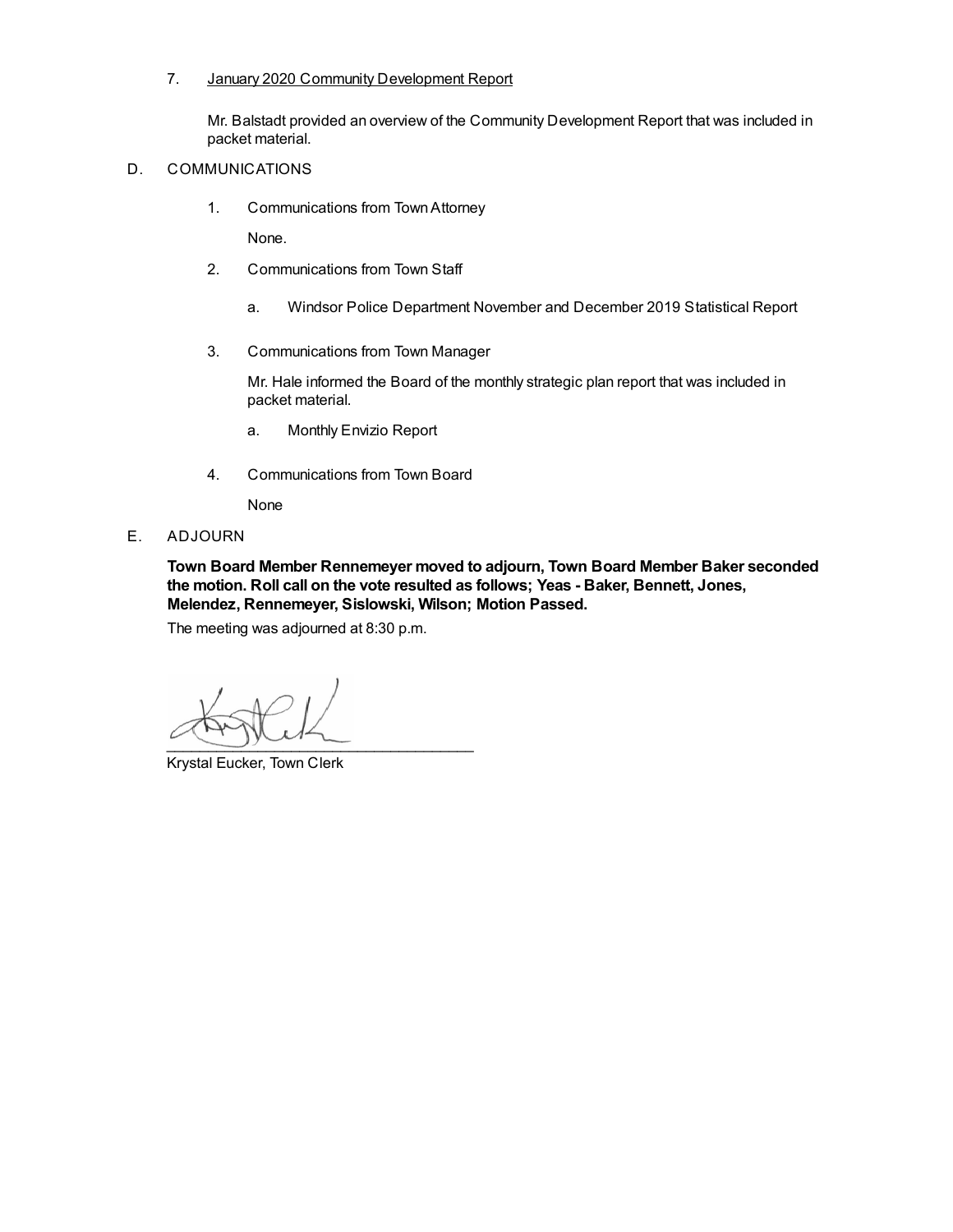7. <u>January 2020 Community Development Report</u>

   Mr. Balstadt provided an overview of the Community Development Report that was included in packet material.

D. COMMUNICATIONS

1. Communications from Town Attorney

   None.

2. Communications from Town Staff

   a. Windsor Police Department November and December 2019 Statistical Report

3. Communications from Town Manager

   Mr. Hale informed the Board of the monthly strategic plan report that was included in packet material.

   a. Monthly Envizio Report

4. Communications from Town Board

   None

E. ADJOURN

**Town Board Member Rennemeyer moved to adjourn, Town Board Member Baker seconded the motion. Roll call on the vote resulted as follows; Yeas - Baker, Bennett, Jones, Melendez, Rennemeyer, Sislowski, Wilson; Motion Passed.**

The meeting was adjourned at 8:30 p.m.

\_\_\_\_\_\_\_\_\_\_\_\_\_\_\_\_\_\_\_\_\_\_\_\_\_\_\_\_\_\_\_\_\_\_\_\_

Krystal Eucker, Town Clerk